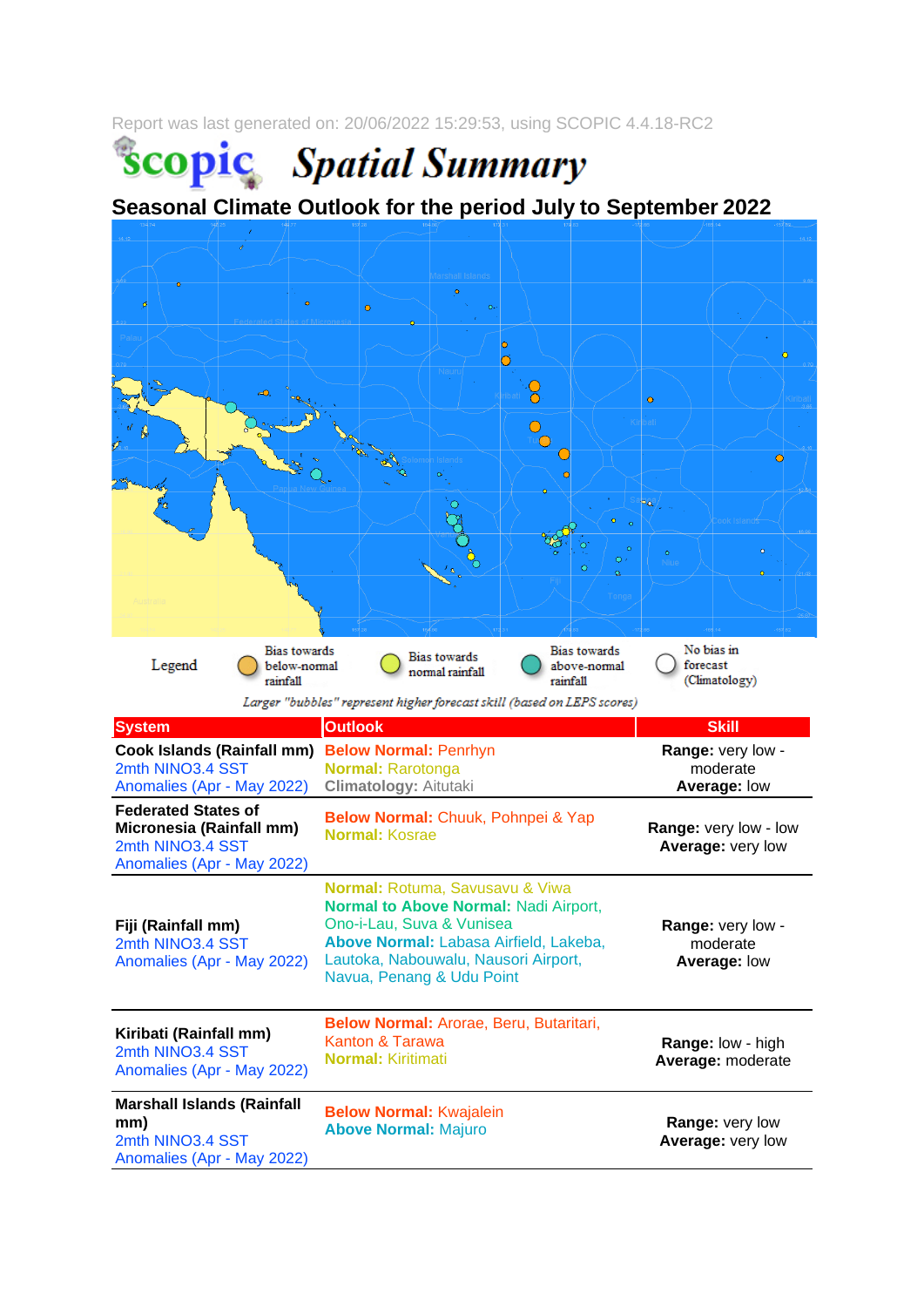Report was last generated on: 20/06/2022 15:29:53, using SCOPIC 4.4.18-RC2

# scopic Spatial Summary

## Seasonal Climate Outlook for the period July to September 2022

Legend: Bias towards below-normal rainfall | Bias towards normal rainfall | Bias towards above-normal rainfall | No bias in forecast (Climatology)

*Larger "bubbles" represent higher forecast skill (based on LEPS scores)*

| System | Outlook | Skill |
|---|---|---|
| **Cook Islands (Rainfall mm)** 2mth NINO3.4 SST Anomalies (Apr - May 2022) | **Below Normal:** Penrhyn<br>**Normal:** Rarotonga<br>**Climatology:** Aitutaki | **Range:** very low - moderate<br>**Average:** low |
| **Federated States of Micronesia (Rainfall mm)** 2mth NINO3.4 SST Anomalies (Apr - May 2022) | **Below Normal:** Chuuk, Pohnpei & Yap<br>**Normal:** Kosrae | **Range:** very low - low<br>**Average:** very low |
| **Fiji (Rainfall mm)** 2mth NINO3.4 SST Anomalies (Apr - May 2022) | **Normal:** Rotuma, Savusavu & Viwa<br>**Normal to Above Normal:** Nadi Airport, Ono-i-Lau, Suva & Vunisea<br>**Above Normal:** Labasa Airfield, Lakeba, Lautoka, Nabouwalu, Nausori Airport, Navua, Penang & Udu Point | **Range:** very low - moderate<br>**Average:** low |
| **Kiribati (Rainfall mm)** 2mth NINO3.4 SST Anomalies (Apr - May 2022) | **Below Normal:** Arorae, Beru, Butaritari, Kanton & Tarawa<br>**Normal:** Kiritimati | **Range:** low - high<br>**Average:** moderate |
| **Marshall Islands (Rainfall mm)** 2mth NINO3.4 SST Anomalies (Apr - May 2022) | **Below Normal:** Kwajalein<br>**Above Normal:** Majuro | **Range:** very low<br>**Average:** very low |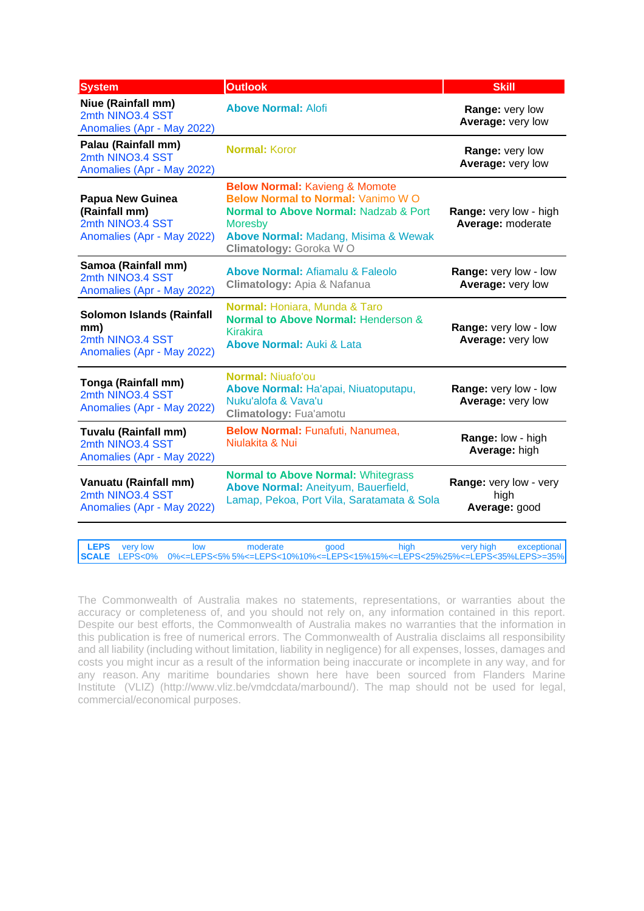| System | Outlook | Skill |
|---|---|---|
| **Niue (Rainfall mm)** 2mth NINO3.4 SST Anomalies (Apr - May 2022) | **Above Normal:** Alofi | **Range:** very low **Average:** very low |
| **Palau (Rainfall mm)** 2mth NINO3.4 SST Anomalies (Apr - May 2022) | **Normal:** Koror | **Range:** very low **Average:** very low |
| **Papua New Guinea (Rainfall mm)** 2mth NINO3.4 SST Anomalies (Apr - May 2022) | **Below Normal:** Kavieng & Momote **Below Normal to Normal:** Vanimo W O **Normal to Above Normal:** Nadzab & Port Moresby **Above Normal:** Madang, Misima & Wewak **Climatology:** Goroka W O | **Range:** very low - high **Average:** moderate |
| **Samoa (Rainfall mm)** 2mth NINO3.4 SST Anomalies (Apr - May 2022) | **Above Normal:** Afiamalu & Faleolo **Climatology:** Apia & Nafanua | **Range:** very low - low **Average:** very low |
| **Solomon Islands (Rainfall mm)** 2mth NINO3.4 SST Anomalies (Apr - May 2022) | **Normal:** Honiara, Munda & Taro **Normal to Above Normal:** Henderson & Kirakira **Above Normal:** Auki & Lata | **Range:** very low - low **Average:** very low |
| **Tonga (Rainfall mm)** 2mth NINO3.4 SST Anomalies (Apr - May 2022) | **Normal:** Niuafo'ou **Above Normal:** Ha'apai, Niuatoputapu, Nuku'alofa & Vava'u **Climatology:** Fua'amotu | **Range:** very low - low **Average:** very low |
| **Tuvalu (Rainfall mm)** 2mth NINO3.4 SST Anomalies (Apr - May 2022) | **Below Normal:** Funafuti, Nanumea, Niulakita & Nui | **Range:** low - high **Average:** high |
| **Vanuatu (Rainfall mm)** 2mth NINO3.4 SST Anomalies (Apr - May 2022) | **Normal to Above Normal:** Whitegrass **Above Normal:** Aneityum, Bauerfield, Lamap, Pekoa, Port Vila, Saratamata & Sola | **Range:** very low - very high **Average:** good |

| **LEPS** | very low | low | moderate | good | high | very high | exceptional |
|---|---|---|---|---|---|---|---|
| **SCALE** | LEPS<0% | 0%<=LEPS<5% | 5%<=LEPS<10% | 10%<=LEPS<15% | 15%<=LEPS<25% | 25%<=LEPS<35% | LEPS>=35% |

The Commonwealth of Australia makes no statements, representations, or warranties about the accuracy or completeness of, and you should not rely on, any information contained in this report. Despite our best efforts, the Commonwealth of Australia makes no warranties that the information in this publication is free of numerical errors. The Commonwealth of Australia disclaims all responsibility and all liability (including without limitation, liability in negligence) for all expenses, losses, damages and costs you might incur as a result of the information being inaccurate or incomplete in any way, and for any reason. Any maritime boundaries shown here have been sourced from Flanders Marine Institute (VLIZ) (http://www.vliz.be/vmdcdata/marbound/). The map should not be used for legal, commercial/economical purposes.